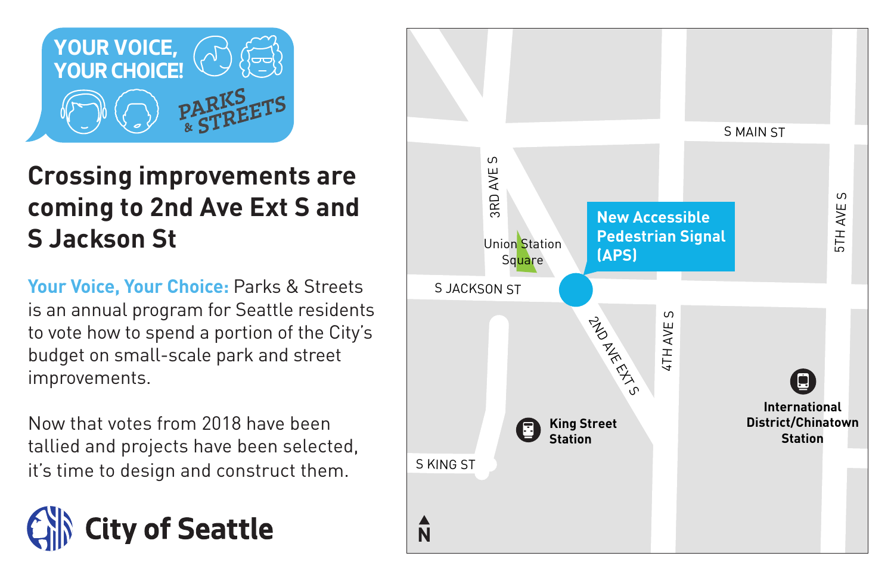YOUR VOICE, YOUR CHOICE! PARKS & STREETS

# Crossing improvements are coming to 2nd Ave Ext S and S Jackson St

**Your Voice, Your Choice:** Parks & Streets is an annual program for Seattle residents to vote how to spend a portion of the City's budget on small-scale park and street improvements.

Now that votes from 2018 have been tallied and projects have been selected, it's time to design and construct them.

City of Seattle

S MAIN ST

3RD AVE S

5TH AVE S

Union Station Square

**New Accessible Pedestrian Signal (APS)**

S JACKSON ST

2ND AVE EXT S

4TH AVE S

**King Street Station**

**International District/Chinatown Station**

S KING ST

N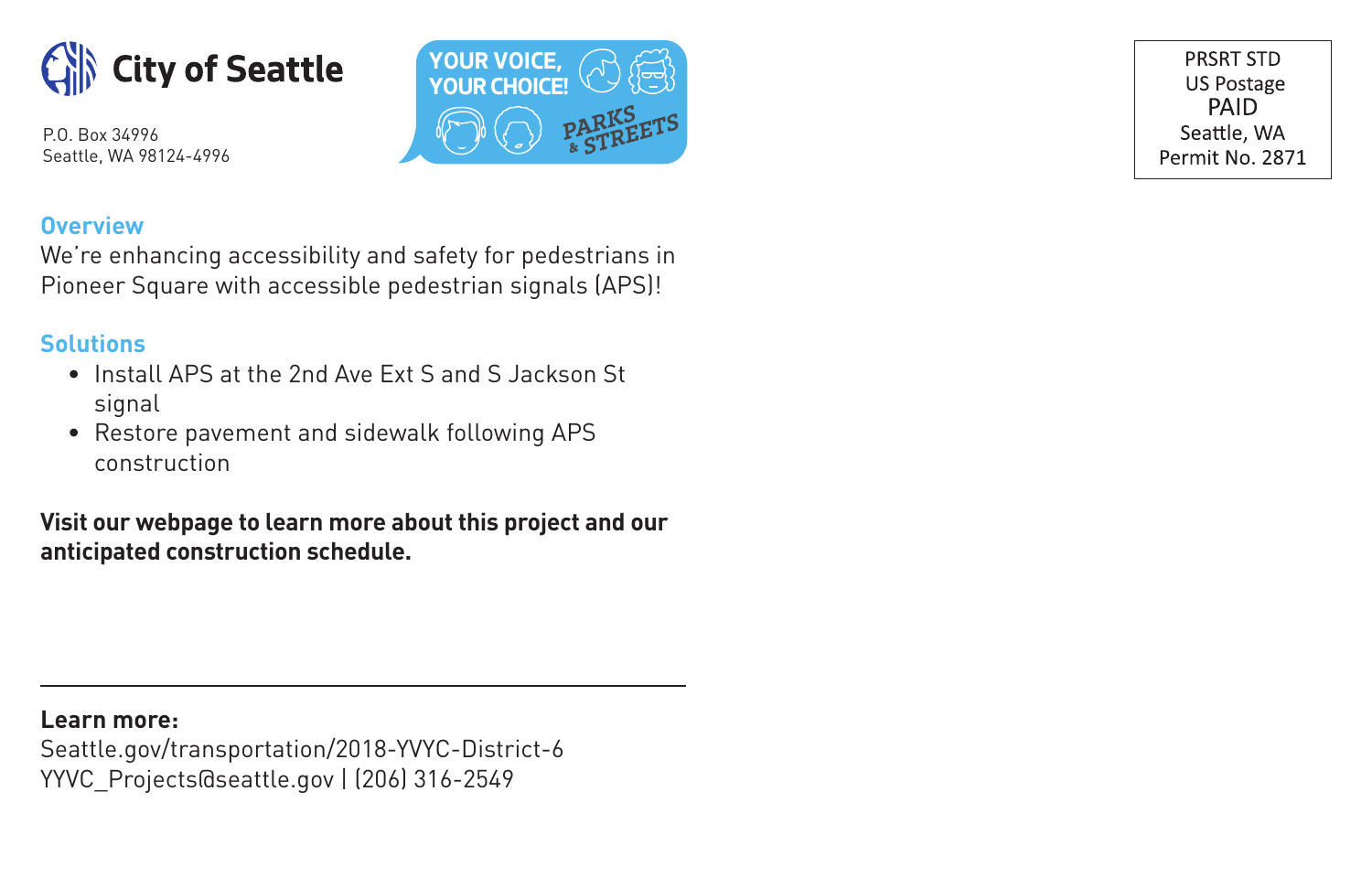**City of Seattle**

P.O. Box 34996
Seattle, WA 98124-4996

YOUR VOICE, YOUR CHOICE! PARKS & STREETS

PRSRT STD
US Postage
PAID
Seattle, WA
Permit No. 2871

## Overview

We're enhancing accessibility and safety for pedestrians in Pioneer Square with accessible pedestrian signals (APS)!

## Solutions

- Install APS at the 2nd Ave Ext S and S Jackson St signal
- Restore pavement and sidewalk following APS construction

**Visit our webpage to learn more about this project and our anticipated construction schedule.**

---

**Learn more:**
Seattle.gov/transportation/2018-YVYC-District-6
YVYC_Projects@seattle.gov | (206) 316-2549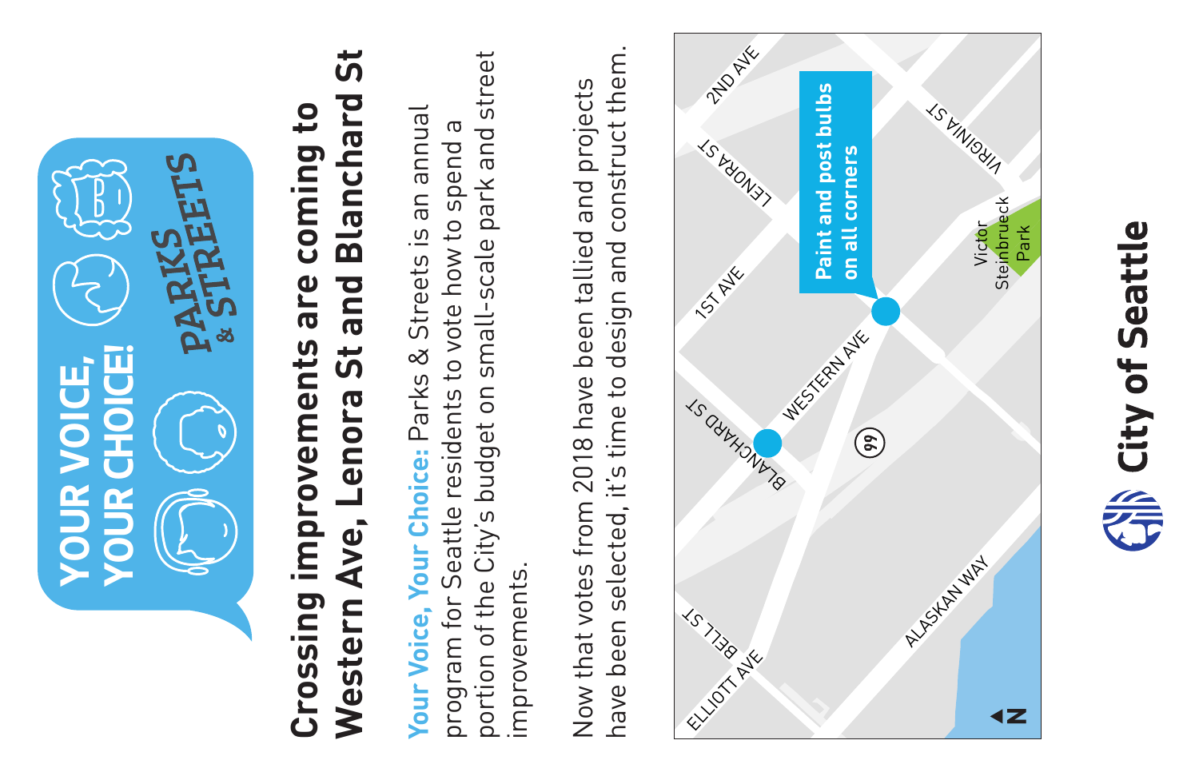**YOUR VOICE, YOUR CHOICE!**

**PARKS & STREETS**

# Crossing improvements are coming to Western Ave, Lenora St and Blanchard St

**Your Voice, Your Choice:** Parks & Streets is an annual program for Seattle residents to vote how to spend a portion of the City's budget on small-scale park and street improvements.

Now that votes from 2018 have been tallied and projects have been selected, it's time to design and construct them.

**Paint and post bulbs on all corners**

2ND AVE

LENORA ST

VIRGINIA ST

1ST AVE

Victor Steinbrueck Park

WESTERN AVE

BLANCHARD ST

99

BELL ST

ELLIOTT AVE

ALASKAN WAY

N

**City of Seattle**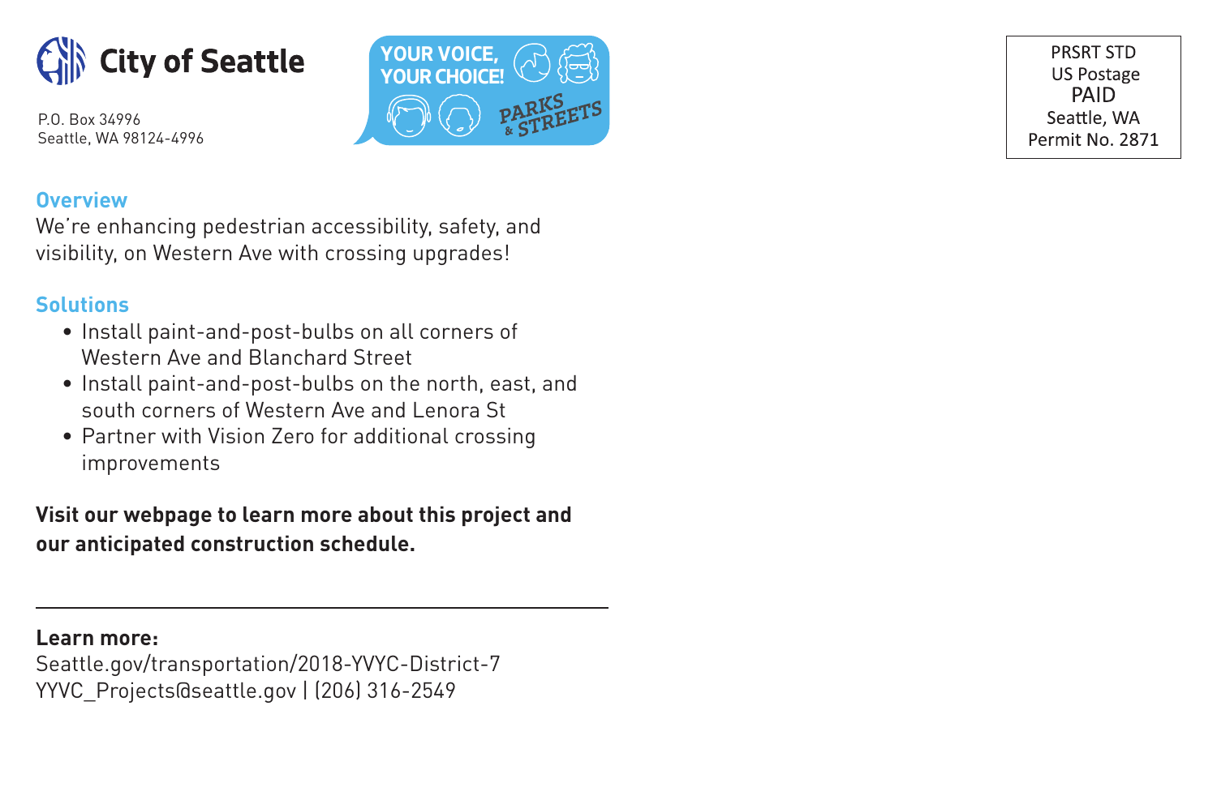City of Seattle

P.O. Box 34996
Seattle, WA 98124-4996

YOUR VOICE, YOUR CHOICE! PARKS & STREETS

PRSRT STD
US Postage
PAID
Seattle, WA
Permit No. 2871

## Overview

We're enhancing pedestrian accessibility, safety, and visibility, on Western Ave with crossing upgrades!

## Solutions

- Install paint-and-post-bulbs on all corners of Western Ave and Blanchard Street
- Install paint-and-post-bulbs on the north, east, and south corners of Western Ave and Lenora St
- Partner with Vision Zero for additional crossing improvements

**Visit our webpage to learn more about this project and our anticipated construction schedule.**

---

**Learn more:**
Seattle.gov/transportation/2018-YVYC-District-7
YVYC_Projects@seattle.gov | (206) 316-2549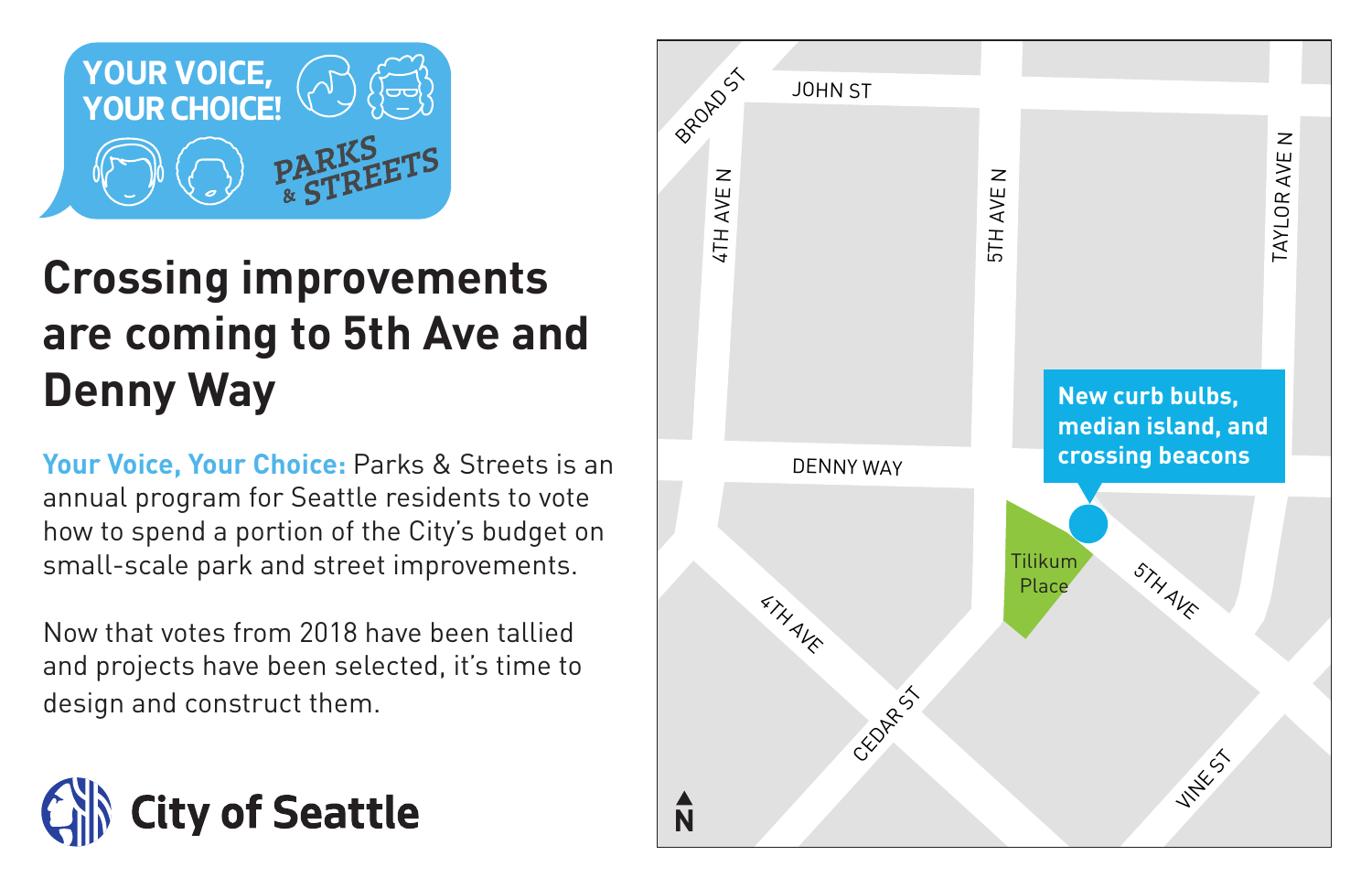YOUR VOICE, YOUR CHOICE! PARKS & STREETS

# Crossing improvements are coming to 5th Ave and Denny Way

**Your Voice, Your Choice:** Parks & Streets is an annual program for Seattle residents to vote how to spend a portion of the City's budget on small-scale park and street improvements.

Now that votes from 2018 have been tallied and projects have been selected, it's time to design and construct them.

City of Seattle

**New curb bulbs, median island, and crossing beacons**

BROAD ST
JOHN ST
4TH AVE N
5TH AVE N
TAYLOR AVE N
DENNY WAY
Tilikum Place
5TH AVE
4TH AVE
CEDAR ST
VINE ST
N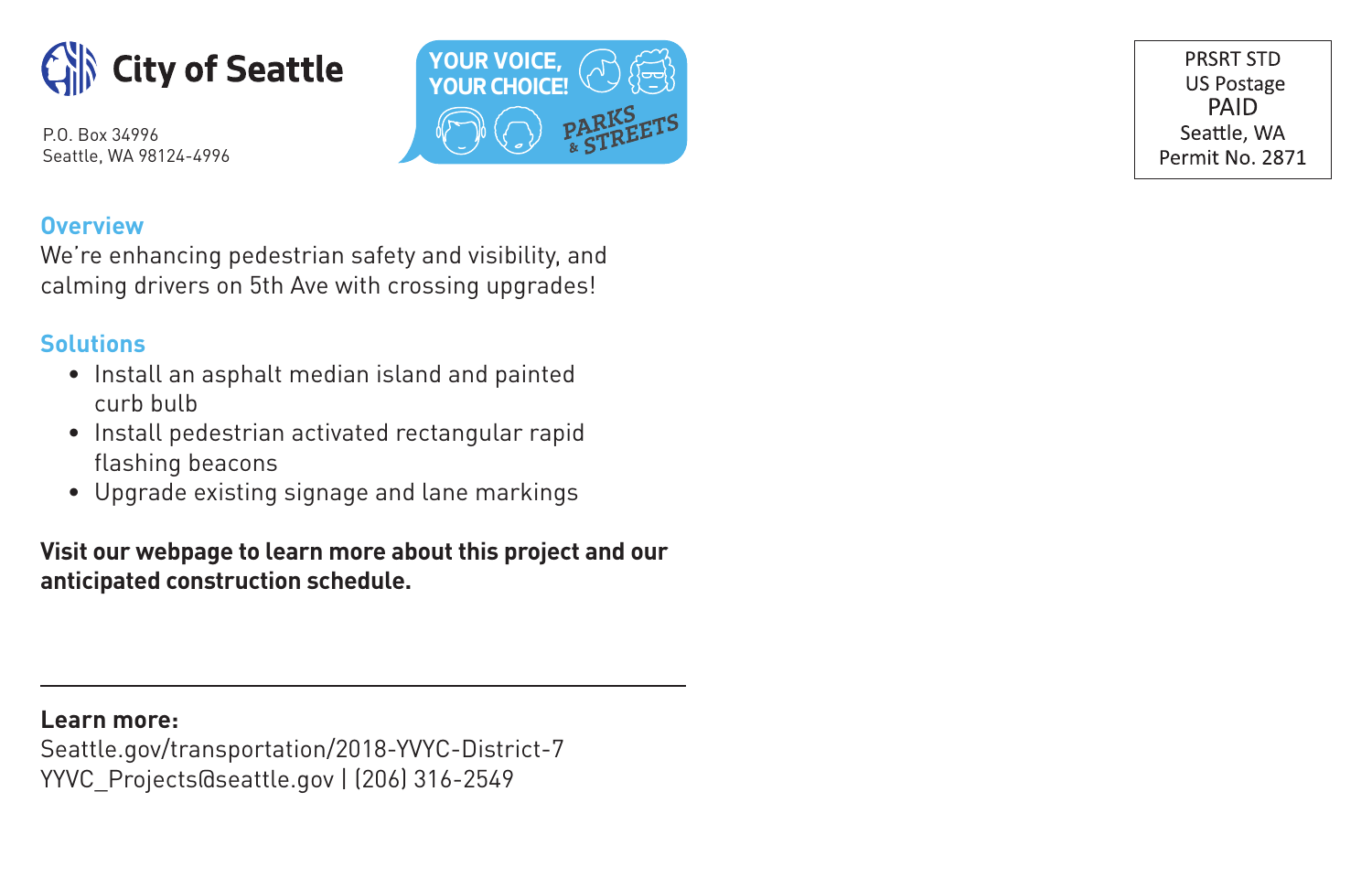City of Seattle

P.O. Box 34996
Seattle, WA 98124-4996

YOUR VOICE, YOUR CHOICE! PARKS & STREETS

PRSRT STD
US Postage
PAID
Seattle, WA
Permit No. 2871

## Overview

We're enhancing pedestrian safety and visibility, and calming drivers on 5th Ave with crossing upgrades!

## Solutions

- Install an asphalt median island and painted curb bulb
- Install pedestrian activated rectangular rapid flashing beacons
- Upgrade existing signage and lane markings

**Visit our webpage to learn more about this project and our anticipated construction schedule.**

---

**Learn more:**
Seattle.gov/transportation/2018-YVYC-District-7
YVYC_Projects@seattle.gov | (206) 316-2549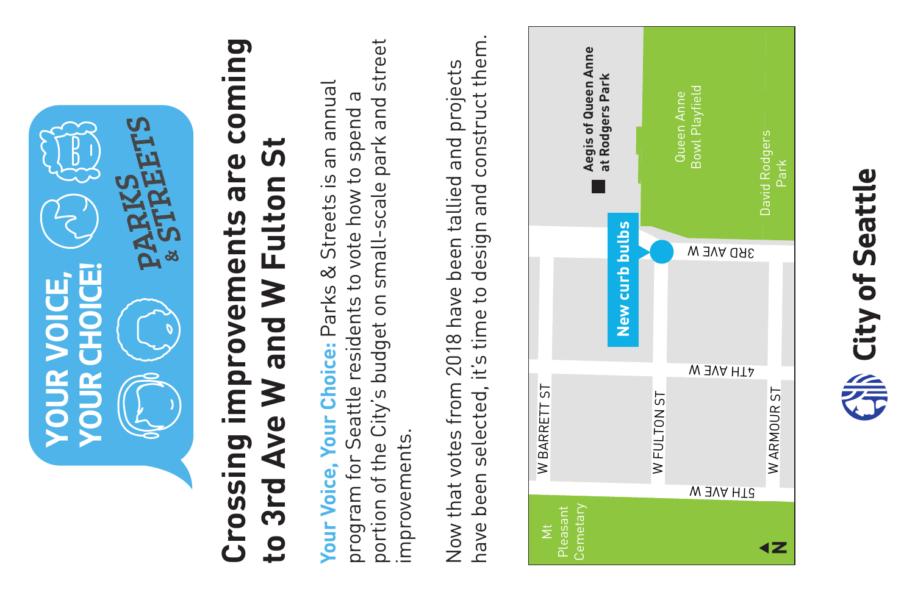**YOUR VOICE, YOUR CHOICE!**

**PARKS & STREETS**

# Crossing improvements are coming to 3rd Ave W and W Fulton St

**Your Voice, Your Choice:** Parks & Streets is an annual program for Seattle residents to vote how to spend a portion of the City's budget on small-scale park and street improvements.

Now that votes from 2018 have been tallied and projects have been selected, it's time to design and construct them.

Mt Pleasant Cemetary

W BARRETT ST

W FULTON ST

W ARMOUR ST

5TH AVE W

4TH AVE W

3RD AVE W

**New curb bulbs**

**Aegis of Queen Anne at Rodgers Park**

Queen Anne Bowl Playfield

David Rodgers Park

N

**City of Seattle**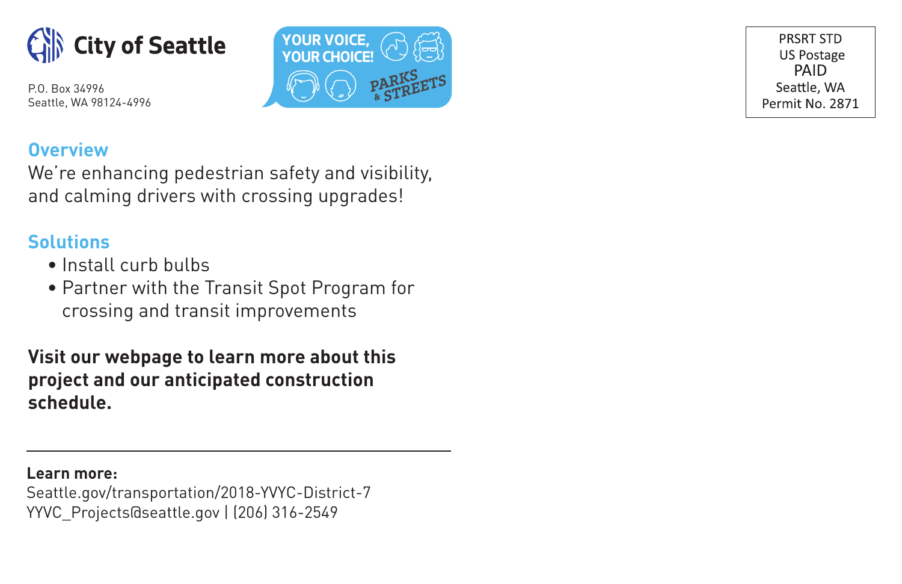**City of Seattle**

P.O. Box 34996
Seattle, WA 98124-4996

YOUR VOICE, YOUR CHOICE! PARKS & STREETS

PRSRT STD
US Postage
PAID
Seattle, WA
Permit No. 2871

## Overview

We're enhancing pedestrian safety and visibility, and calming drivers with crossing upgrades!

## Solutions

- Install curb bulbs
- Partner with the Transit Spot Program for crossing and transit improvements

**Visit our webpage to learn more about this project and our anticipated construction schedule.**

---

**Learn more:**
Seattle.gov/transportation/2018-YVYC-District-7
YVYC_Projects@seattle.gov | (206) 316-2549